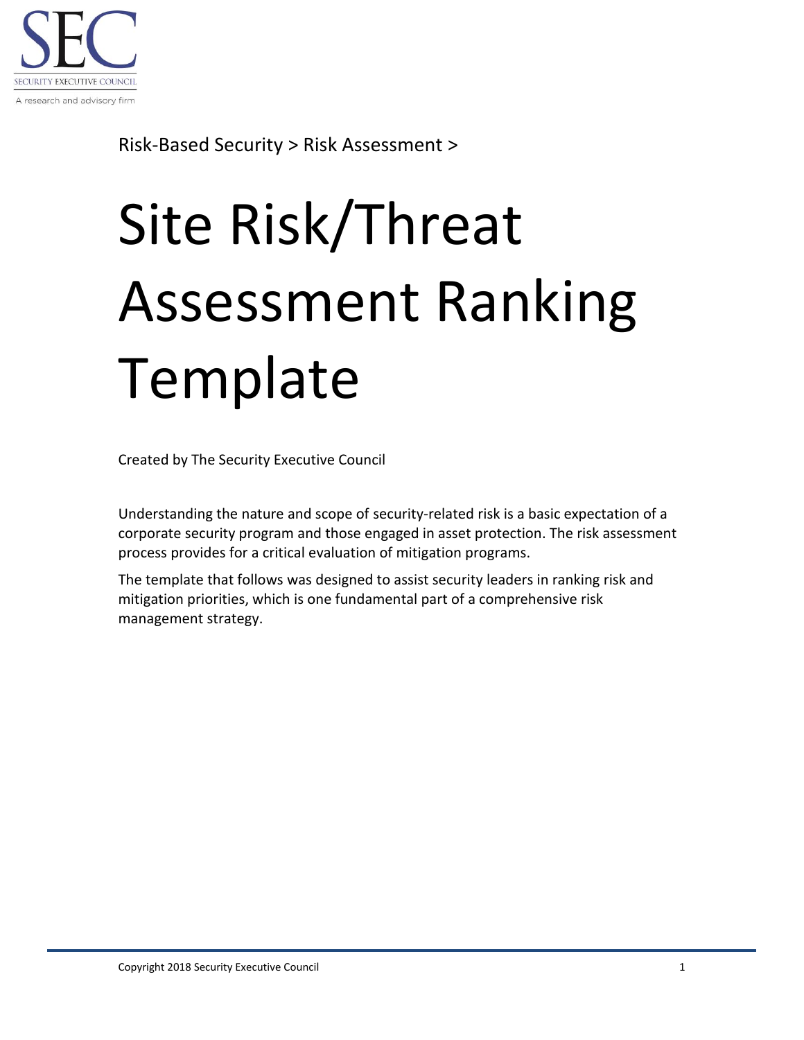SEC

SECURITY EXECUTIVE COUNCIL

A research and advisory firm

Risk-Based Security > Risk Assessment >

# Site Risk/Threat Assessment Ranking Template

Created by The Security Executive Council

Understanding the nature and scope of security-related risk is a basic expectation of a corporate security program and those engaged in asset protection. The risk assessment process provides for a critical evaluation of mitigation programs.

The template that follows was designed to assist security leaders in ranking risk and mitigation priorities, which is one fundamental part of a comprehensive risk management strategy.

Copyright 2018 Security Executive Council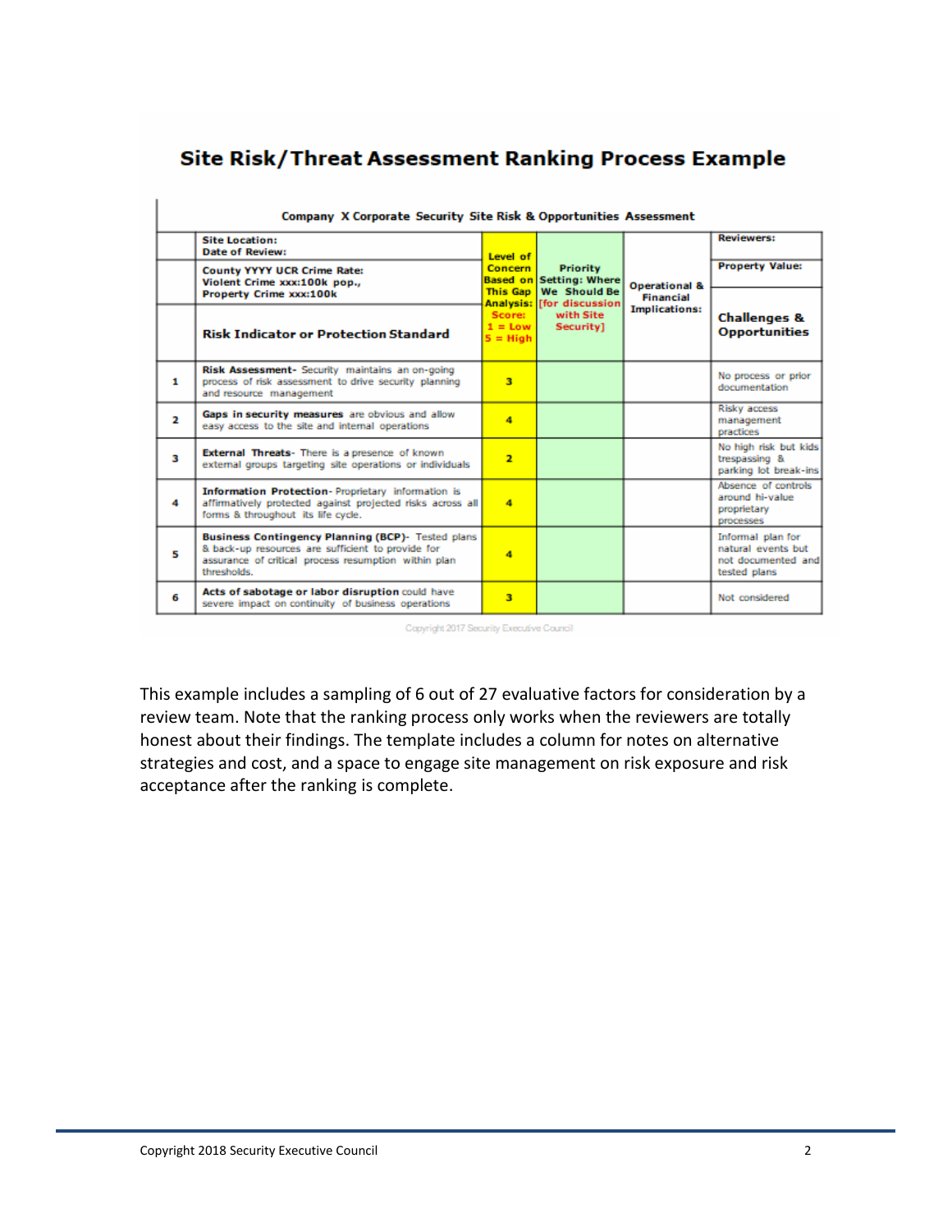## Site Risk/Threat Assessment Ranking Process Example

**Company X Corporate Security Site Risk & Opportunities Assessment**

| | **Site Location:**<br>**Date of Review:** | **Level of Concern Based on This Gap Analysis: Score: 1 = Low 5 = High** | **Priority Setting: Where We Should Be [for discussion with Site Security]** | **Operational & Financial Implications:** | **Reviewers:** |
|---|---|---|---|---|---|
| | **County YYYY UCR Crime Rate: Violent Crime xxx:100k pop., Property Crime xxx:100k** | | | | **Property Value:** |
| | **Risk Indicator or Protection Standard** | | | | **Challenges & Opportunities** |
| **1** | **Risk Assessment-** Security maintains an on-going process of risk assessment to drive security planning and resource management | **3** | | | No process or prior documentation |
| **2** | **Gaps in security measures** are obvious and allow easy access to the site and internal operations | **4** | | | Risky access management practices |
| **3** | **External Threats-** There is a presence of known external groups targeting site operations or individuals | **2** | | | No high risk but kids trespassing & parking lot break-ins |
| **4** | **Information Protection-** Proprietary information is affirmatively protected against projected risks across all forms & throughout its life cycle. | **4** | | | Absence of controls around hi-value proprietary processes |
| **5** | **Business Contingency Planning (BCP)-** Tested plans & back-up resources are sufficient to provide for assurance of critical process resumption within plan thresholds. | **4** | | | Informal plan for natural events but not documented and tested plans |
| **6** | **Acts of sabotage or labor disruption** could have severe impact on continuity of business operations | **3** | | | Not considered |

Copyright 2017 Security Executive Council

This example includes a sampling of 6 out of 27 evaluative factors for consideration by a review team. Note that the ranking process only works when the reviewers are totally honest about their findings. The template includes a column for notes on alternative strategies and cost, and a space to engage site management on risk exposure and risk acceptance after the ranking is complete.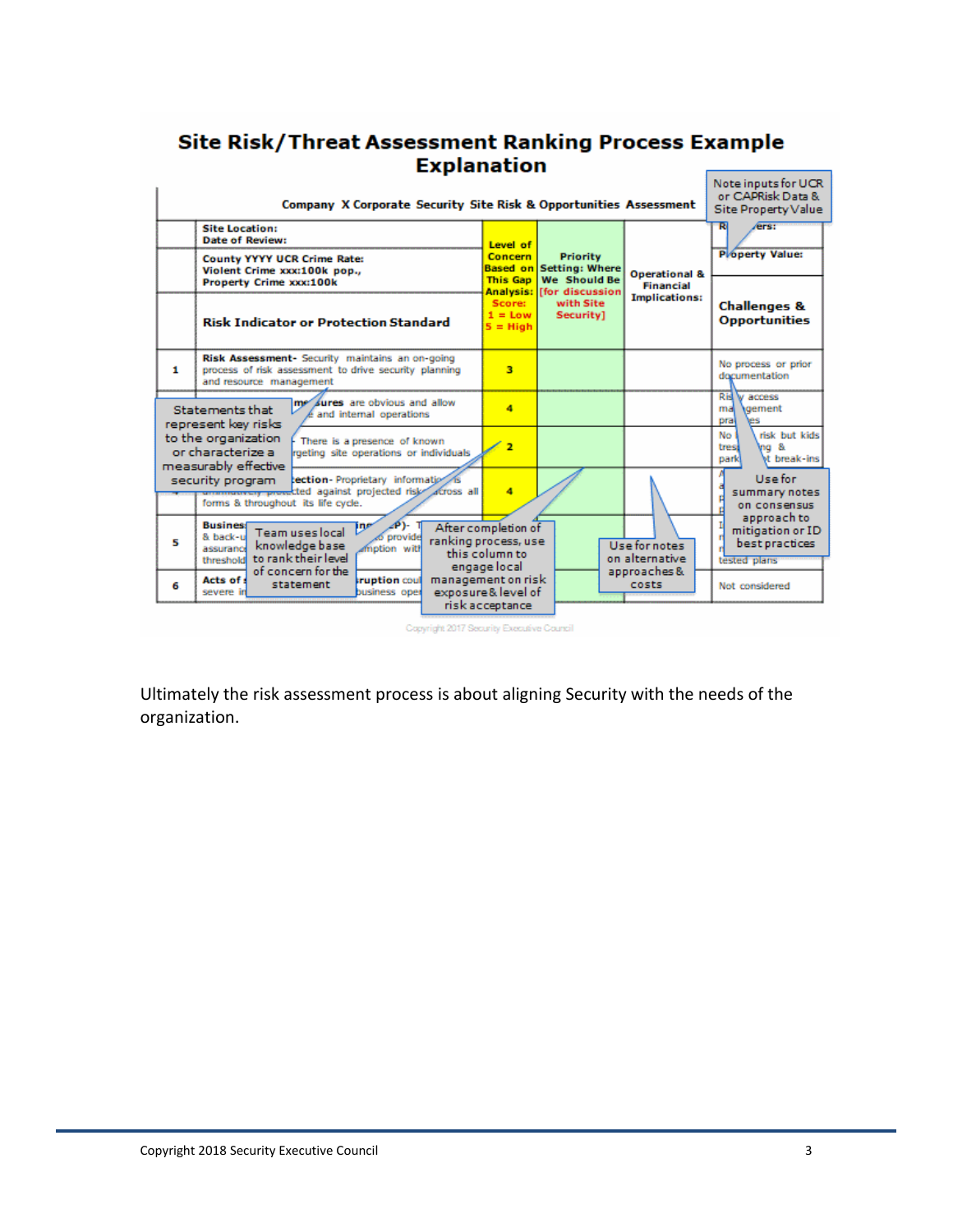## Site Risk/Threat Assessment Ranking Process Example Explanation

| | Company X Corporate Security Site Risk & Opportunities Assessment | | | | |
|---|---|---|---|---|---|
| | Site Location: Date of Review: | Level of Concern Based on This Gap Analysis: Score: 1 = Low 5 = High | Priority Setting: Where We Should Be [for discussion with Site Security] | Operational & Financial Implications: | Property Value: |
| | County YYYY UCR Crime Rate: Violent Crime xxx:100k pop., Property Crime xxx:100k | | | | |
| | Risk Indicator or Protection Standard | | | | Challenges & Opportunities |
| 1 | Risk Assessment- Security maintains an on-going process of risk assessment to drive security planning and resource management | 3 | | | No process or prior documentation |
| | ...sures are obvious and allow ...e and internal operations | 4 | | | Ris... access ma...gement pra...es |
| | ... There is a presence of known ...rgeting site operations or individuals | 2 | | | No ... risk but kids tres...ng & park... break-ins |
| | ...ection- Proprietary information is ...cted against projected risk across all forms & throughout its life cycle. | 4 | | | |
| 5 | Busines... & back-u... assuranc... threshold... | | | | ... tested plans |
| 6 | Acts of ... severe i... ...ruption cou... business ope... | | | | Not considered |

Callouts:

- Note inputs for UCR or CAPRisk Data & Site Property Value
- Statements that represent key risks to the organization or characterize a measurably effective security program
- Team uses local knowledge base to rank their level of concern for the statement
- After completion of ranking process, use this column to engage local management on risk exposure & level of risk acceptance
- Use for notes on alternative approaches & costs
- Use for summary notes on consensus approach to mitigation or ID best practices

Copyright 2017 Security Executive Council

Ultimately the risk assessment process is about aligning Security with the needs of the organization.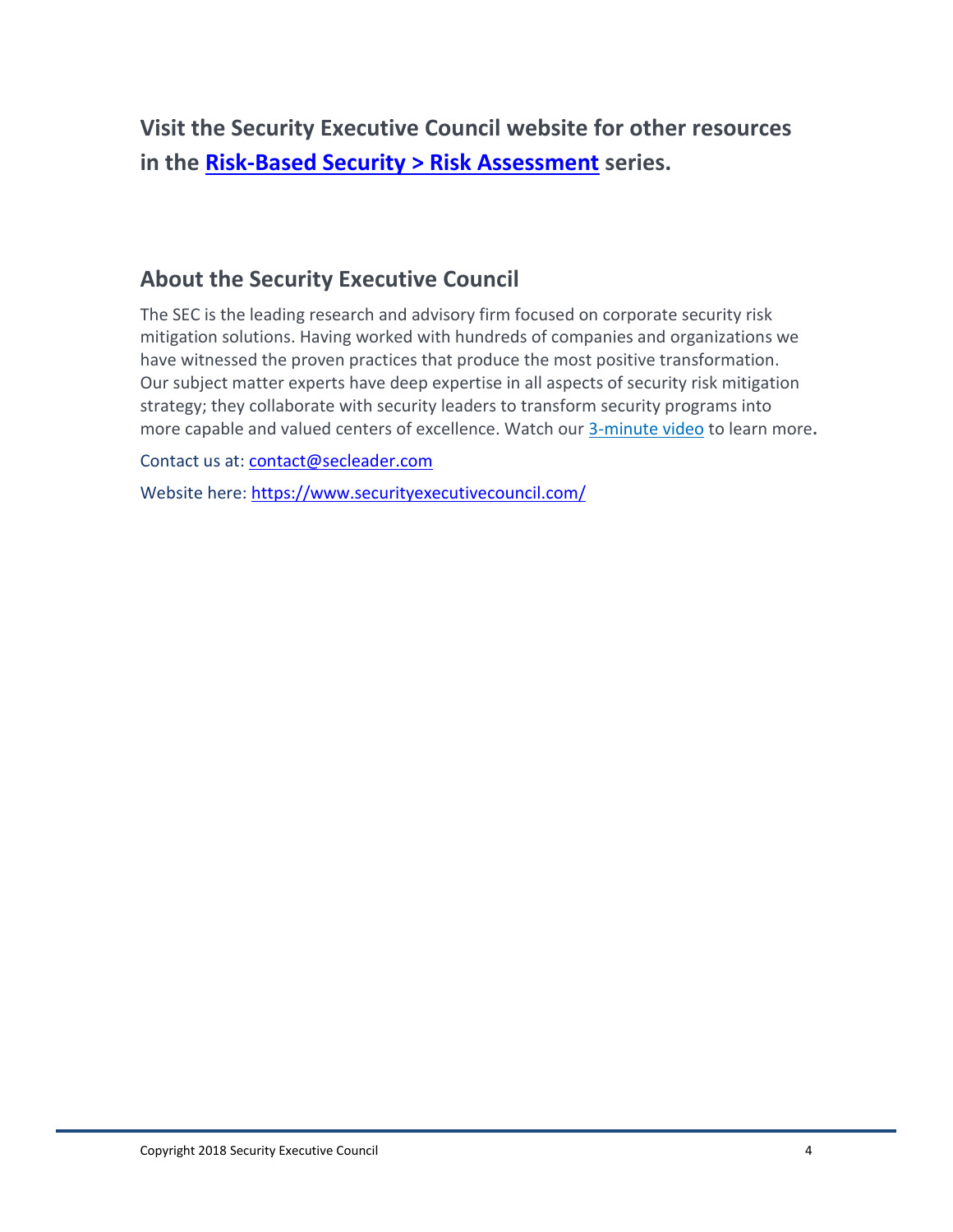**Visit the Security Executive Council website for other resources in the Risk-Based Security > Risk Assessment series.**

## About the Security Executive Council

The SEC is the leading research and advisory firm focused on corporate security risk mitigation solutions. Having worked with hundreds of companies and organizations we have witnessed the proven practices that produce the most positive transformation. Our subject matter experts have deep expertise in all aspects of security risk mitigation strategy; they collaborate with security leaders to transform security programs into more capable and valued centers of excellence. Watch our 3-minute video to learn more**.**

Contact us at: contact@secleader.com

Website here: https://www.securityexecutivecouncil.com/

Copyright 2018 Security Executive Council